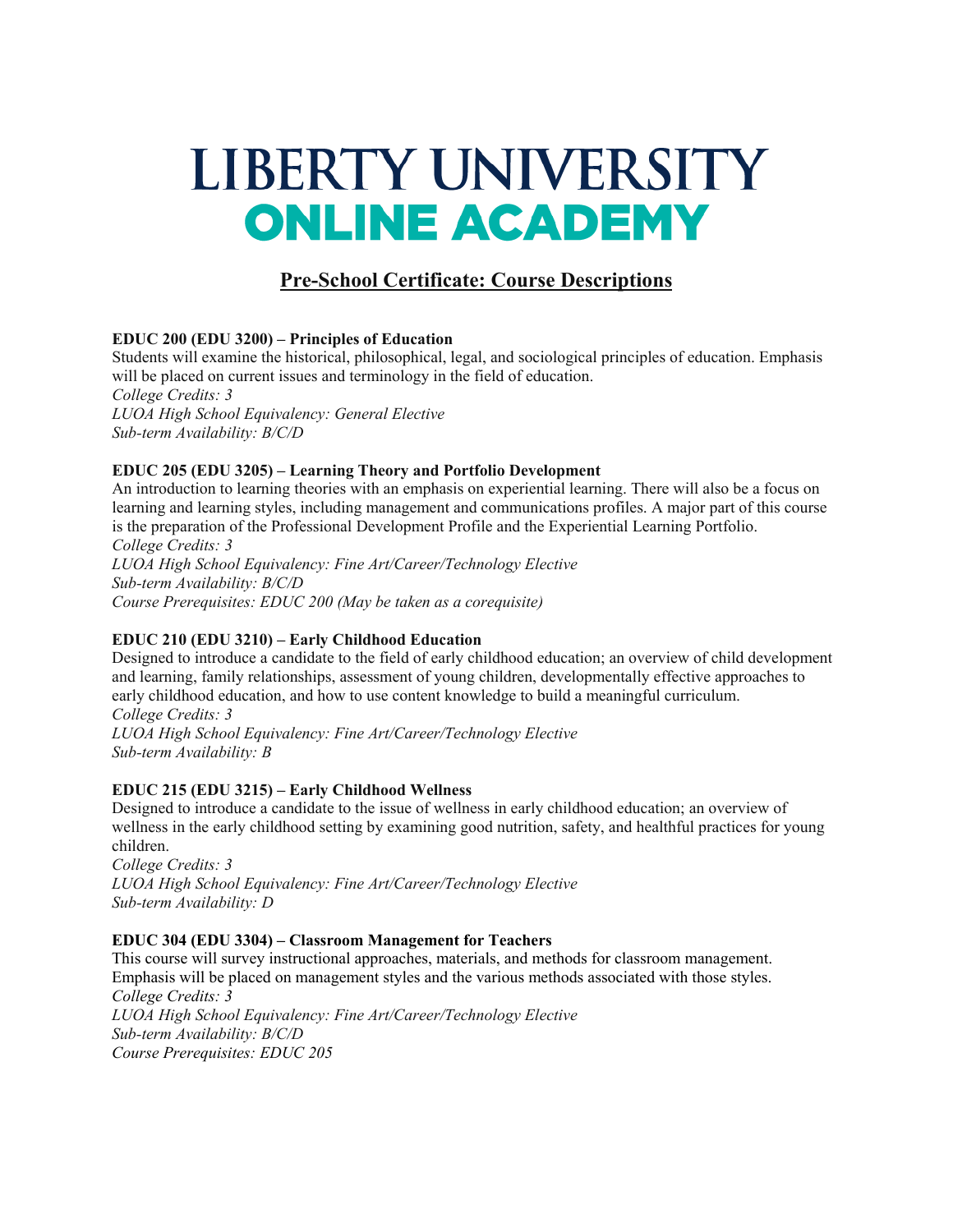# LIBERTY UNIVERSITY ONLINE ACADEMY

## Pre-School Certificate: Course Descriptions

**EDUC 200 (EDU 3200) – Principles of Education**
Students will examine the historical, philosophical, legal, and sociological principles of education. Emphasis will be placed on current issues and terminology in the field of education.
*College Credits: 3*
*LUOA High School Equivalency: General Elective*
*Sub-term Availability: B/C/D*

**EDUC 205 (EDU 3205) – Learning Theory and Portfolio Development**
An introduction to learning theories with an emphasis on experiential learning. There will also be a focus on learning and learning styles, including management and communications profiles. A major part of this course is the preparation of the Professional Development Profile and the Experiential Learning Portfolio.
*College Credits: 3*
*LUOA High School Equivalency: Fine Art/Career/Technology Elective*
*Sub-term Availability: B/C/D*
*Course Prerequisites: EDUC 200 (May be taken as a corequisite)*

**EDUC 210 (EDU 3210) – Early Childhood Education**
Designed to introduce a candidate to the field of early childhood education; an overview of child development and learning, family relationships, assessment of young children, developmentally effective approaches to early childhood education, and how to use content knowledge to build a meaningful curriculum.
*College Credits: 3*
*LUOA High School Equivalency: Fine Art/Career/Technology Elective*
*Sub-term Availability: B*

**EDUC 215 (EDU 3215) – Early Childhood Wellness**
Designed to introduce a candidate to the issue of wellness in early childhood education; an overview of wellness in the early childhood setting by examining good nutrition, safety, and healthful practices for young children.
*College Credits: 3*
*LUOA High School Equivalency: Fine Art/Career/Technology Elective*
*Sub-term Availability: D*

**EDUC 304 (EDU 3304) – Classroom Management for Teachers**
This course will survey instructional approaches, materials, and methods for classroom management. Emphasis will be placed on management styles and the various methods associated with those styles.
*College Credits: 3*
*LUOA High School Equivalency: Fine Art/Career/Technology Elective*
*Sub-term Availability: B/C/D*
*Course Prerequisites: EDUC 205*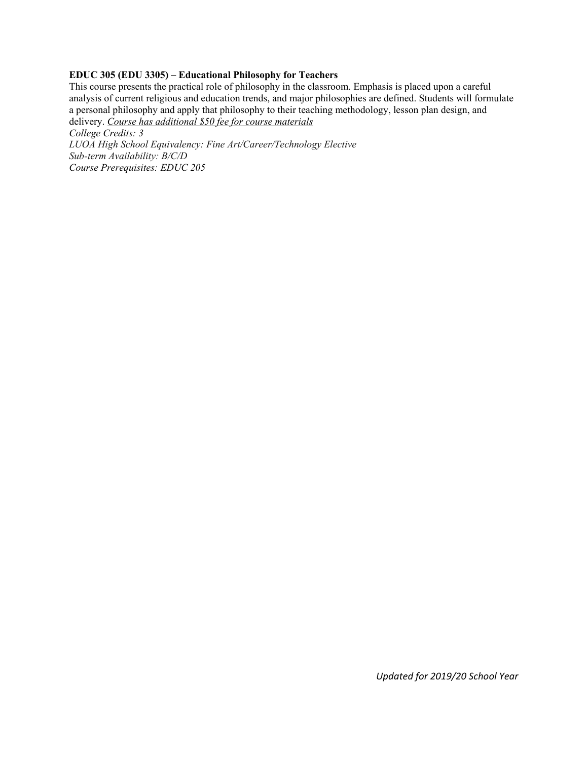**EDUC 305 (EDU 3305) – Educational Philosophy for Teachers**

This course presents the practical role of philosophy in the classroom. Emphasis is placed upon a careful analysis of current religious and education trends, and major philosophies are defined. Students will formulate a personal philosophy and apply that philosophy to their teaching methodology, lesson plan design, and delivery. *Course has additional $50 fee for course materials*

*College Credits: 3*

*LUOA High School Equivalency: Fine Art/Career/Technology Elective*

*Sub-term Availability: B/C/D*

*Course Prerequisites: EDUC 205*